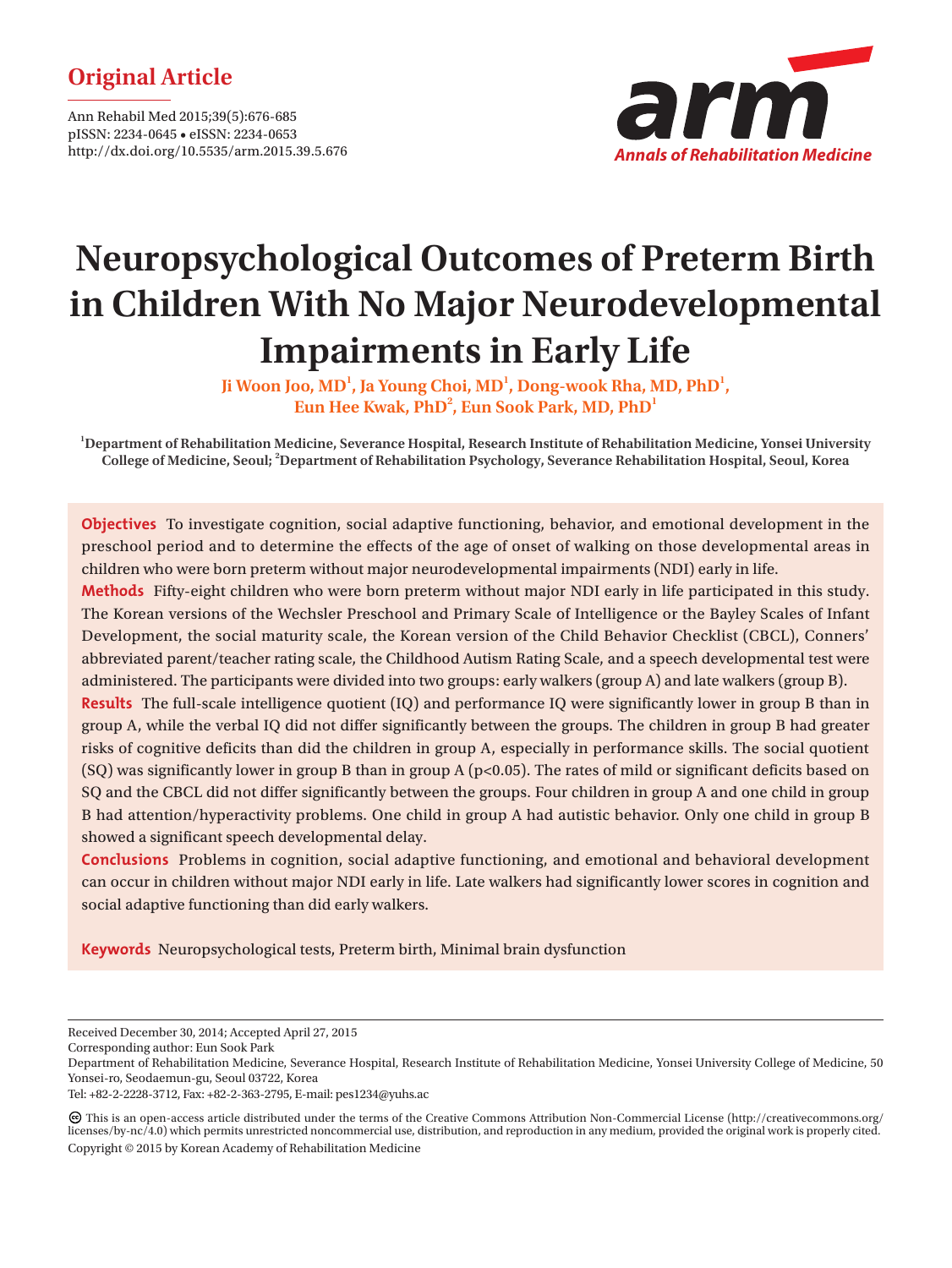Original Article

Ann Rehabil Med 2015;39(5):676-685
pISSN: 2234-0645 • eISSN: 2234-0653
http://dx.doi.org/10.5535/arm.2015.39.5.676

# Neuropsychological Outcomes of Preterm Birth in Children With No Major Neurodevelopmental Impairments in Early Life

**Ji Woon Joo, MD[1], Ja Young Choi, MD[1], Dong-wook Rha, MD, PhD[1], Eun Hee Kwak, PhD[2], Eun Sook Park, MD, PhD[1]**

[1]Department of Rehabilitation Medicine, Severance Hospital, Research Institute of Rehabilitation Medicine, Yonsei University College of Medicine, Seoul; [2]Department of Rehabilitation Psychology, Severance Rehabilitation Hospital, Seoul, Korea

**Objectives** To investigate cognition, social adaptive functioning, behavior, and emotional development in the preschool period and to determine the effects of the age of onset of walking on those developmental areas in children who were born preterm without major neurodevelopmental impairments (NDI) early in life.

**Methods** Fifty-eight children who were born preterm without major NDI early in life participated in this study. The Korean versions of the Wechsler Preschool and Primary Scale of Intelligence or the Bayley Scales of Infant Development, the social maturity scale, the Korean version of the Child Behavior Checklist (CBCL), Conners' abbreviated parent/teacher rating scale, the Childhood Autism Rating Scale, and a speech developmental test were administered. The participants were divided into two groups: early walkers (group A) and late walkers (group B).

**Results** The full-scale intelligence quotient (IQ) and performance IQ were significantly lower in group B than in group A, while the verbal IQ did not differ significantly between the groups. The children in group B had greater risks of cognitive deficits than did the children in group A, especially in performance skills. The social quotient (SQ) was significantly lower in group B than in group A ($p<0.05$). The rates of mild or significant deficits based on SQ and the CBCL did not differ significantly between the groups. Four children in group A and one child in group B had attention/hyperactivity problems. One child in group A had autistic behavior. Only one child in group B showed a significant speech developmental delay.

**Conclusions** Problems in cognition, social adaptive functioning, and emotional and behavioral development can occur in children without major NDI early in life. Late walkers had significantly lower scores in cognition and social adaptive functioning than did early walkers.

**Keywords** Neuropsychological tests, Preterm birth, Minimal brain dysfunction

Received December 30, 2014; Accepted April 27, 2015
Corresponding author: Eun Sook Park
Department of Rehabilitation Medicine, Severance Hospital, Research Institute of Rehabilitation Medicine, Yonsei University College of Medicine, 50 Yonsei-ro, Seodaemun-gu, Seoul 03722, Korea
Tel: +82-2-2228-3712, Fax: +82-2-363-2795, E-mail: pes1234@yuhs.ac

This is an open-access article distributed under the terms of the Creative Commons Attribution Non-Commercial License (http://creativecommons.org/licenses/by-nc/4.0) which permits unrestricted noncommercial use, distribution, and reproduction in any medium, provided the original work is properly cited.
Copyright © 2015 by Korean Academy of Rehabilitation Medicine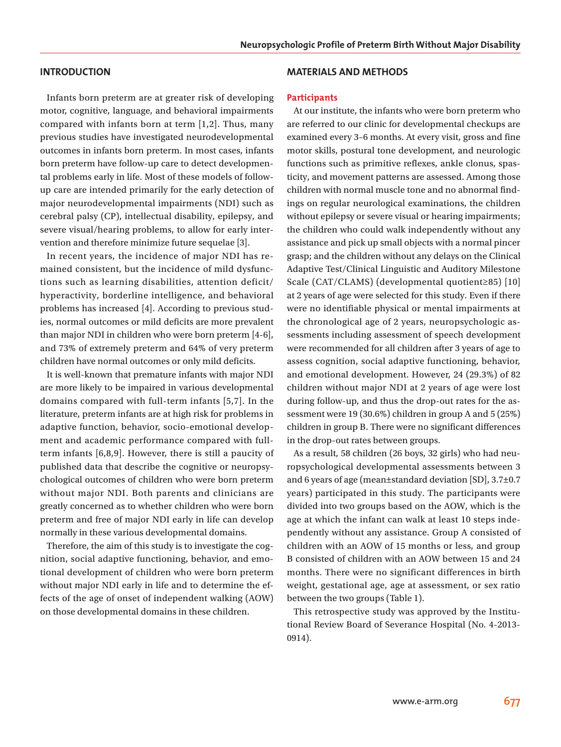## INTRODUCTION

Infants born preterm are at greater risk of developing motor, cognitive, language, and behavioral impairments compared with infants born at term [1,2]. Thus, many previous studies have investigated neurodevelopmental outcomes in infants born preterm. In most cases, infants born preterm have follow-up care to detect developmental problems early in life. Most of these models of follow-up care are intended primarily for the early detection of major neurodevelopmental impairments (NDI) such as cerebral palsy (CP), intellectual disability, epilepsy, and severe visual/hearing problems, to allow for early intervention and therefore minimize future sequelae [3].

In recent years, the incidence of major NDI has remained consistent, but the incidence of mild dysfunctions such as learning disabilities, attention deficit/hyperactivity, borderline intelligence, and behavioral problems has increased [4]. According to previous studies, normal outcomes or mild deficits are more prevalent than major NDI in children who were born preterm [4-6], and 73% of extremely preterm and 64% of very preterm children have normal outcomes or only mild deficits.

It is well-known that premature infants with major NDI are more likely to be impaired in various developmental domains compared with full-term infants [5,7]. In the literature, preterm infants are at high risk for problems in adaptive function, behavior, socio-emotional development and academic performance compared with full-term infants [6,8,9]. However, there is still a paucity of published data that describe the cognitive or neuropsychological outcomes of children who were born preterm without major NDI. Both parents and clinicians are greatly concerned as to whether children who were born preterm and free of major NDI early in life can develop normally in these various developmental domains.

Therefore, the aim of this study is to investigate the cognition, social adaptive functioning, behavior, and emotional development of children who were born preterm without major NDI early in life and to determine the effects of the age of onset of independent walking (AOW) on those developmental domains in these children.

## MATERIALS AND METHODS

### Participants

At our institute, the infants who were born preterm who are referred to our clinic for developmental checkups are examined every 3–6 months. At every visit, gross and fine motor skills, postural tone development, and neurologic functions such as primitive reflexes, ankle clonus, spasticity, and movement patterns are assessed. Among those children with normal muscle tone and no abnormal findings on regular neurological examinations, the children without epilepsy or severe visual or hearing impairments; the children who could walk independently without any assistance and pick up small objects with a normal pincer grasp; and the children without any delays on the Clinical Adaptive Test/Clinical Linguistic and Auditory Milestone Scale (CAT/CLAMS) (developmental quotient≥85) [10] at 2 years of age were selected for this study. Even if there were no identifiable physical or mental impairments at the chronological age of 2 years, neuropsychologic assessments including assessment of speech development were recommended for all children after 3 years of age to assess cognition, social adaptive functioning, behavior, and emotional development. However, 24 (29.3%) of 82 children without major NDI at 2 years of age were lost during follow-up, and thus the drop-out rates for the assessment were 19 (30.6%) children in group A and 5 (25%) children in group B. There were no significant differences in the drop-out rates between groups.

As a result, 58 children (26 boys, 32 girls) who had neuropsychological developmental assessments between 3 and 6 years of age (mean±standard deviation [SD], 3.7±0.7 years) participated in this study. The participants were divided into two groups based on the AOW, which is the age at which the infant can walk at least 10 steps independently without any assistance. Group A consisted of children with an AOW of 15 months or less, and group B consisted of children with an AOW between 15 and 24 months. There were no significant differences in birth weight, gestational age, age at assessment, or sex ratio between the two groups (Table 1).

This retrospective study was approved by the Institutional Review Board of Severance Hospital (No. 4-2013-0914).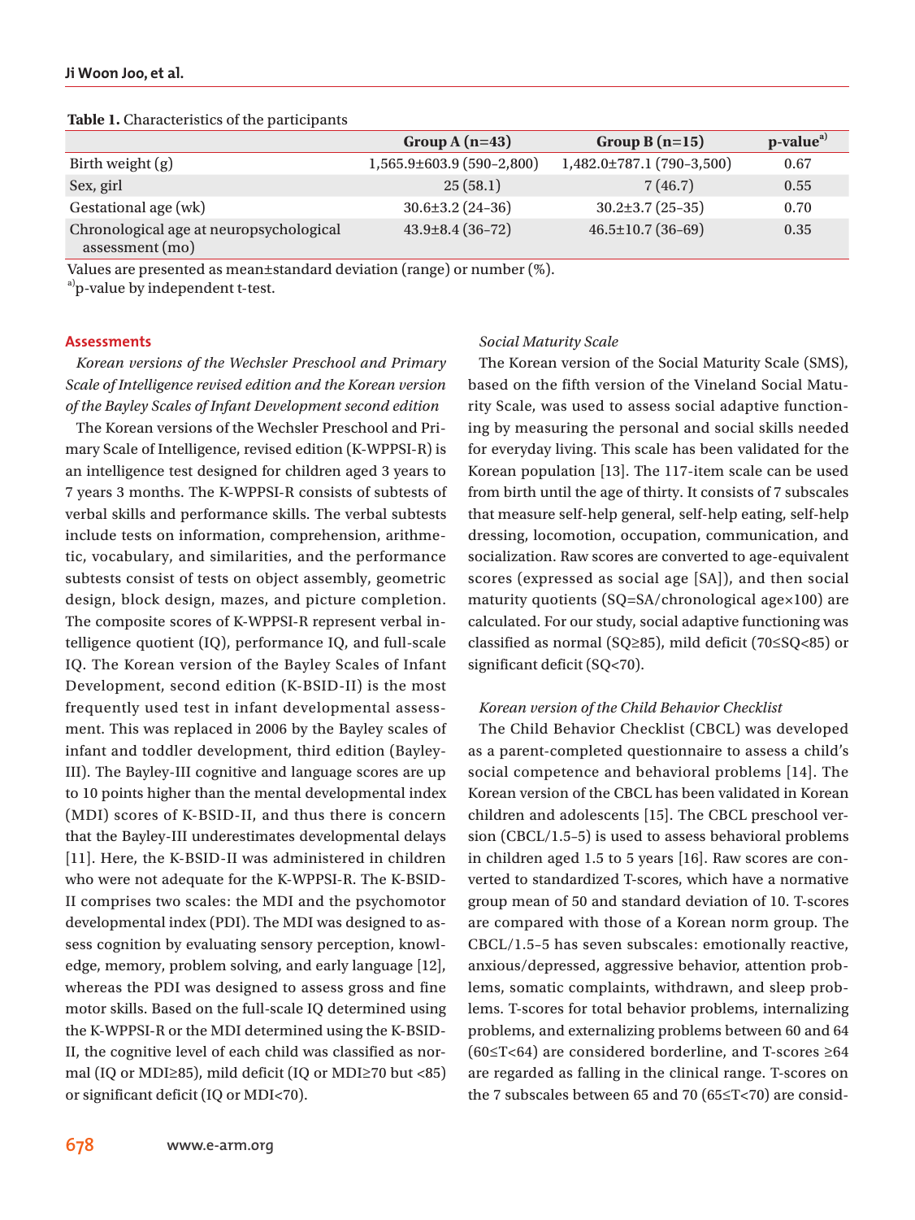**Table 1.** Characteristics of the participants

| | Group A (n=43) | Group B (n=15) | p-value[a] |
|---|---|---|---|
| Birth weight (g) | 1,565.9±603.9 (590–2,800) | 1,482.0±787.1 (790–3,500) | 0.67 |
| Sex, girl | 25 (58.1) | 7 (46.7) | 0.55 |
| Gestational age (wk) | 30.6±3.2 (24–36) | 30.2±3.7 (25–35) | 0.70 |
| Chronological age at neuropsychological assessment (mo) | 43.9±8.4 (36–72) | 46.5±10.7 (36–69) | 0.35 |

Values are presented as mean±standard deviation (range) or number (%).
[a]p-value by independent t-test.

## Assessments

### *Korean versions of the Wechsler Preschool and Primary Scale of Intelligence revised edition and the Korean version of the Bayley Scales of Infant Development second edition*

The Korean versions of the Wechsler Preschool and Primary Scale of Intelligence, revised edition (K-WPPSI-R) is an intelligence test designed for children aged 3 years to 7 years 3 months. The K-WPPSI-R consists of subtests of verbal skills and performance skills. The verbal subtests include tests on information, comprehension, arithmetic, vocabulary, and similarities, and the performance subtests consist of tests on object assembly, geometric design, block design, mazes, and picture completion. The composite scores of K-WPPSI-R represent verbal intelligence quotient (IQ), performance IQ, and full-scale IQ. The Korean version of the Bayley Scales of Infant Development, second edition (K-BSID-II) is the most frequently used test in infant developmental assessment. This was replaced in 2006 by the Bayley scales of infant and toddler development, third edition (Bayley-III). The Bayley-III cognitive and language scores are up to 10 points higher than the mental developmental index (MDI) scores of K-BSID-II, and thus there is concern that the Bayley-III underestimates developmental delays [11]. Here, the K-BSID-II was administered in children who were not adequate for the K-WPPSI-R. The K-BSID-II comprises two scales: the MDI and the psychomotor developmental index (PDI). The MDI was designed to assess cognition by evaluating sensory perception, knowledge, memory, problem solving, and early language [12], whereas the PDI was designed to assess gross and fine motor skills. Based on the full-scale IQ determined using the K-WPPSI-R or the MDI determined using the K-BSID-II, the cognitive level of each child was classified as normal (IQ or MDI≥85), mild deficit (IQ or MDI≥70 but <85) or significant deficit (IQ or MDI<70).

### *Social Maturity Scale*

The Korean version of the Social Maturity Scale (SMS), based on the fifth version of the Vineland Social Maturity Scale, was used to assess social adaptive functioning by measuring the personal and social skills needed for everyday living. This scale has been validated for the Korean population [13]. The 117-item scale can be used from birth until the age of thirty. It consists of 7 subscales that measure self-help general, self-help eating, self-help dressing, locomotion, occupation, communication, and socialization. Raw scores are converted to age-equivalent scores (expressed as social age [SA]), and then social maturity quotients (SQ=SA/chronological age×100) are calculated. For our study, social adaptive functioning was classified as normal (SQ≥85), mild deficit (70≤SQ<85) or significant deficit (SQ<70).

### *Korean version of the Child Behavior Checklist*

The Child Behavior Checklist (CBCL) was developed as a parent-completed questionnaire to assess a child's social competence and behavioral problems [14]. The Korean version of the CBCL has been validated in Korean children and adolescents [15]. The CBCL preschool version (CBCL/1.5–5) is used to assess behavioral problems in children aged 1.5 to 5 years [16]. Raw scores are converted to standardized T-scores, which have a normative group mean of 50 and standard deviation of 10. T-scores are compared with those of a Korean norm group. The CBCL/1.5–5 has seven subscales: emotionally reactive, anxious/depressed, aggressive behavior, attention problems, somatic complaints, withdrawn, and sleep problems. T-scores for total behavior problems, internalizing problems, and externalizing problems between 60 and 64 (60≤T<64) are considered borderline, and T-scores ≥64 are regarded as falling in the clinical range. T-scores on the 7 subscales between 65 and 70 (65≤T<70) are consid-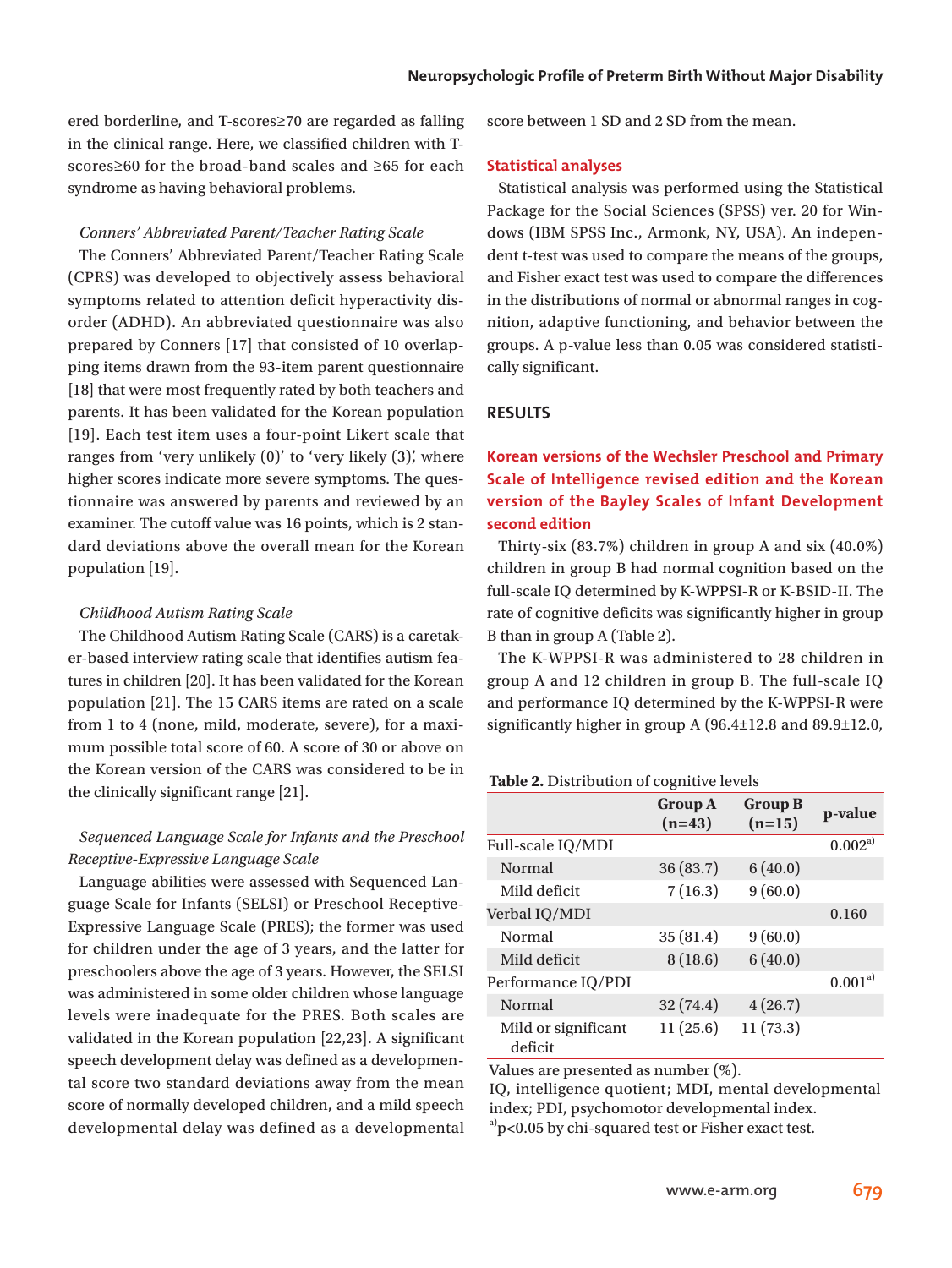ered borderline, and T-scores≥70 are regarded as falling in the clinical range. Here, we classified children with T-scores≥60 for the broad-band scales and ≥65 for each syndrome as having behavioral problems.

#### *Conners' Abbreviated Parent/Teacher Rating Scale*

The Conners' Abbreviated Parent/Teacher Rating Scale (CPRS) was developed to objectively assess behavioral symptoms related to attention deficit hyperactivity disorder (ADHD). An abbreviated questionnaire was also prepared by Conners [17] that consisted of 10 overlapping items drawn from the 93-item parent questionnaire [18] that were most frequently rated by both teachers and parents. It has been validated for the Korean population [19]. Each test item uses a four-point Likert scale that ranges from 'very unlikely (0)' to 'very likely (3)', where higher scores indicate more severe symptoms. The questionnaire was answered by parents and reviewed by an examiner. The cutoff value was 16 points, which is 2 standard deviations above the overall mean for the Korean population [19].

#### *Childhood Autism Rating Scale*

The Childhood Autism Rating Scale (CARS) is a caretaker-based interview rating scale that identifies autism features in children [20]. It has been validated for the Korean population [21]. The 15 CARS items are rated on a scale from 1 to 4 (none, mild, moderate, severe), for a maximum possible total score of 60. A score of 30 or above on the Korean version of the CARS was considered to be in the clinically significant range [21].

#### *Sequenced Language Scale for Infants and the Preschool Receptive-Expressive Language Scale*

Language abilities were assessed with Sequenced Language Scale for Infants (SELSI) or Preschool Receptive-Expressive Language Scale (PRES); the former was used for children under the age of 3 years, and the latter for preschoolers above the age of 3 years. However, the SELSI was administered in some older children whose language levels were inadequate for the PRES. Both scales are validated in the Korean population [22,23]. A significant speech development delay was defined as a developmental score two standard deviations away from the mean score of normally developed children, and a mild speech developmental delay was defined as a developmental score between 1 SD and 2 SD from the mean.

### Statistical analyses

Statistical analysis was performed using the Statistical Package for the Social Sciences (SPSS) ver. 20 for Windows (IBM SPSS Inc., Armonk, NY, USA). An independent t-test was used to compare the means of the groups, and Fisher exact test was used to compare the differences in the distributions of normal or abnormal ranges in cognition, adaptive functioning, and behavior between the groups. A p-value less than 0.05 was considered statistically significant.

## RESULTS

### Korean versions of the Wechsler Preschool and Primary Scale of Intelligence revised edition and the Korean version of the Bayley Scales of Infant Development second edition

Thirty-six (83.7%) children in group A and six (40.0%) children in group B had normal cognition based on the full-scale IQ determined by K-WPPSI-R or K-BSID-II. The rate of cognitive deficits was significantly higher in group B than in group A (Table 2).

The K-WPPSI-R was administered to 28 children in group A and 12 children in group B. The full-scale IQ and performance IQ determined by the K-WPPSI-R were significantly higher in group A (96.4±12.8 and 89.9±12.0,

**Table 2.** Distribution of cognitive levels

| | Group A (n=43) | Group B (n=15) | p-value |
|---|---|---|---|
| Full-scale IQ/MDI | | | 0.002[a] |
| Normal | 36 (83.7) | 6 (40.0) | |
| Mild deficit | 7 (16.3) | 9 (60.0) | |
| Verbal IQ/MDI | | | 0.160 |
| Normal | 35 (81.4) | 9 (60.0) | |
| Mild deficit | 8 (18.6) | 6 (40.0) | |
| Performance IQ/PDI | | | 0.001[a] |
| Normal | 32 (74.4) | 4 (26.7) | |
| Mild or significant deficit | 11 (25.6) | 11 (73.3) | |

Values are presented as number (%).
IQ, intelligence quotient; MDI, mental developmental index; PDI, psychomotor developmental index.
[a]$p<0.05$ by chi-squared test or Fisher exact test.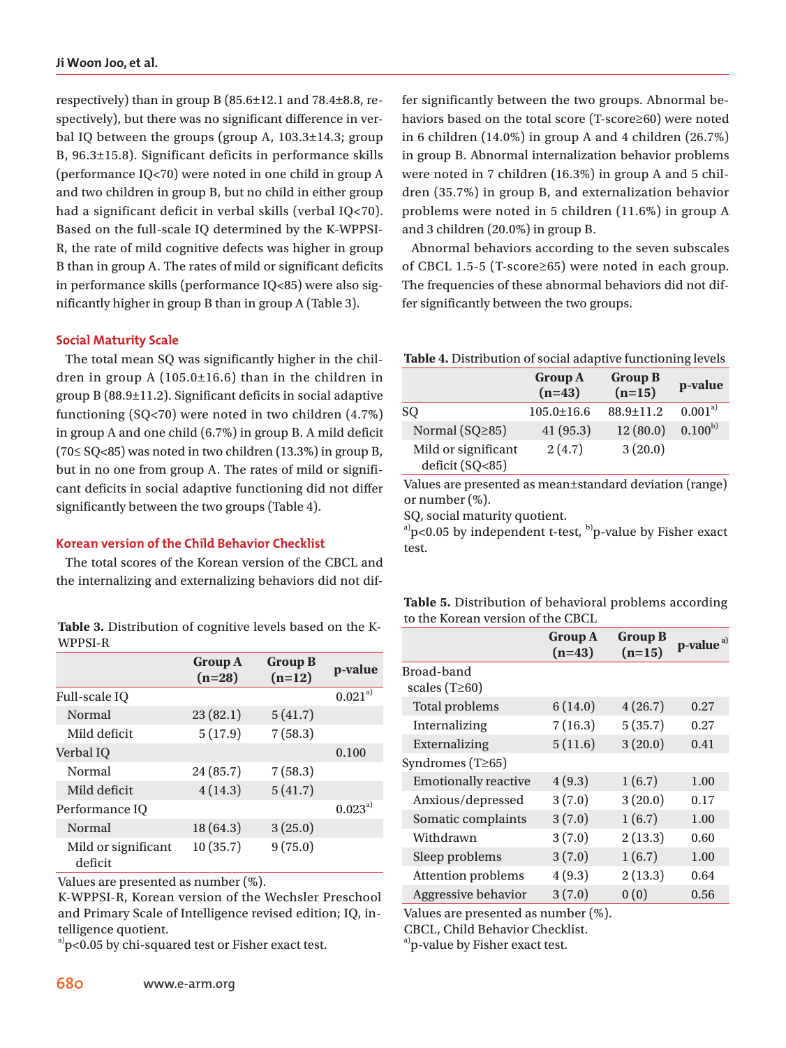respectively) than in group B (85.6±12.1 and 78.4±8.8, respectively), but there was no significant difference in verbal IQ between the groups (group A, 103.3±14.3; group B, 96.3±15.8). Significant deficits in performance skills (performance IQ<70) were noted in one child in group A and two children in group B, but no child in either group had a significant deficit in verbal skills (verbal IQ<70). Based on the full-scale IQ determined by the K-WPPSI-R, the rate of mild cognitive defects was higher in group B than in group A. The rates of mild or significant deficits in performance skills (performance IQ<85) were also significantly higher in group B than in group A (Table 3).

### Social Maturity Scale

The total mean SQ was significantly higher in the children in group A (105.0±16.6) than in the children in group B (88.9±11.2). Significant deficits in social adaptive functioning (SQ<70) were noted in two children (4.7%) in group A and one child (6.7%) in group B. A mild deficit (70≤ SQ<85) was noted in two children (13.3%) in group B, but in no one from group A. The rates of mild or significant deficits in social adaptive functioning did not differ significantly between the two groups (Table 4).

### Korean version of the Child Behavior Checklist

The total scores of the Korean version of the CBCL and the internalizing and externalizing behaviors did not differ significantly between the two groups. Abnormal behaviors based on the total score (T-score≥60) were noted in 6 children (14.0%) in group A and 4 children (26.7%) in group B. Abnormal internalization behavior problems were noted in 7 children (16.3%) in group A and 5 children (35.7%) in group B, and externalization behavior problems were noted in 5 children (11.6%) in group A and 3 children (20.0%) in group B.

Abnormal behaviors according to the seven subscales of CBCL 1.5-5 (T-score≥65) were noted in each group. The frequencies of these abnormal behaviors did not differ significantly between the two groups.

**Table 3.** Distribution of cognitive levels based on the K-WPPSI-R

| | Group A (n=28) | Group B (n=12) | p-value |
|---|---|---|---|
| Full-scale IQ | | | 0.021[a] |
| Normal | 23 (82.1) | 5 (41.7) | |
| Mild deficit | 5 (17.9) | 7 (58.3) | |
| Verbal IQ | | | 0.100 |
| Normal | 24 (85.7) | 7 (58.3) | |
| Mild deficit | 4 (14.3) | 5 (41.7) | |
| Performance IQ | | | 0.023[a] |
| Normal | 18 (64.3) | 3 (25.0) | |
| Mild or significant deficit | 10 (35.7) | 9 (75.0) | |

Values are presented as number (%).
K-WPPSI-R, Korean version of the Wechsler Preschool and Primary Scale of Intelligence revised edition; IQ, intelligence quotient.
[a]p<0.05 by chi-squared test or Fisher exact test.

**Table 4.** Distribution of social adaptive functioning levels

| | Group A (n=43) | Group B (n=15) | p-value |
|---|---|---|---|
| SQ | 105.0±16.6 | 88.9±11.2 | 0.001[a] |
| Normal (SQ≥85) | 41 (95.3) | 12 (80.0) | 0.100[b] |
| Mild or significant deficit (SQ<85) | 2 (4.7) | 3 (20.0) | |

Values are presented as mean±standard deviation (range) or number (%).
SQ, social maturity quotient.
[a]p<0.05 by independent t-test, [b]p-value by Fisher exact test.

**Table 5.** Distribution of behavioral problems according to the Korean version of the CBCL

| | Group A (n=43) | Group B (n=15) | p-value[a] |
|---|---|---|---|
| Broad-band scales (T≥60) | | | |
| Total problems | 6 (14.0) | 4 (26.7) | 0.27 |
| Internalizing | 7 (16.3) | 5 (35.7) | 0.27 |
| Externalizing | 5 (11.6) | 3 (20.0) | 0.41 |
| Syndromes (T≥65) | | | |
| Emotionally reactive | 4 (9.3) | 1 (6.7) | 1.00 |
| Anxious/depressed | 3 (7.0) | 3 (20.0) | 0.17 |
| Somatic complaints | 3 (7.0) | 1 (6.7) | 1.00 |
| Withdrawn | 3 (7.0) | 2 (13.3) | 0.60 |
| Sleep problems | 3 (7.0) | 1 (6.7) | 1.00 |
| Attention problems | 4 (9.3) | 2 (13.3) | 0.64 |
| Aggressive behavior | 3 (7.0) | 0 (0) | 0.56 |

Values are presented as number (%).
CBCL, Child Behavior Checklist.
[a]p-value by Fisher exact test.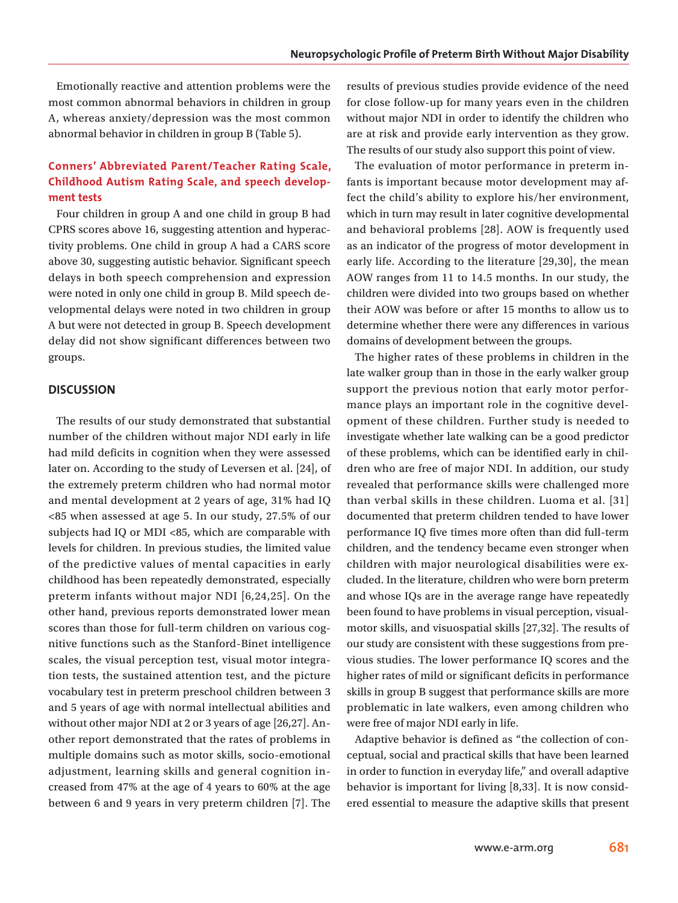Emotionally reactive and attention problems were the most common abnormal behaviors in children in group A, whereas anxiety/depression was the most common abnormal behavior in children in group B (Table 5).

### Conners' Abbreviated Parent/Teacher Rating Scale, Childhood Autism Rating Scale, and speech development tests

Four children in group A and one child in group B had CPRS scores above 16, suggesting attention and hyperactivity problems. One child in group A had a CARS score above 30, suggesting autistic behavior. Significant speech delays in both speech comprehension and expression were noted in only one child in group B. Mild speech developmental delays were noted in two children in group A but were not detected in group B. Speech development delay did not show significant differences between two groups.

## DISCUSSION

The results of our study demonstrated that substantial number of the children without major NDI early in life had mild deficits in cognition when they were assessed later on. According to the study of Leversen et al. [24], of the extremely preterm children who had normal motor and mental development at 2 years of age, 31% had IQ <85 when assessed at age 5. In our study, 27.5% of our subjects had IQ or MDI <85, which are comparable with levels for children. In previous studies, the limited value of the predictive values of mental capacities in early childhood has been repeatedly demonstrated, especially preterm infants without major NDI [6,24,25]. On the other hand, previous reports demonstrated lower mean scores than those for full-term children on various cognitive functions such as the Stanford-Binet intelligence scales, the visual perception test, visual motor integration tests, the sustained attention test, and the picture vocabulary test in preterm preschool children between 3 and 5 years of age with normal intellectual abilities and without other major NDI at 2 or 3 years of age [26,27]. Another report demonstrated that the rates of problems in multiple domains such as motor skills, socio-emotional adjustment, learning skills and general cognition increased from 47% at the age of 4 years to 60% at the age between 6 and 9 years in very preterm children [7]. The results of previous studies provide evidence of the need for close follow-up for many years even in the children without major NDI in order to identify the children who are at risk and provide early intervention as they grow. The results of our study also support this point of view.

The evaluation of motor performance in preterm infants is important because motor development may affect the child's ability to explore his/her environment, which in turn may result in later cognitive developmental and behavioral problems [28]. AOW is frequently used as an indicator of the progress of motor development in early life. According to the literature [29,30], the mean AOW ranges from 11 to 14.5 months. In our study, the children were divided into two groups based on whether their AOW was before or after 15 months to allow us to determine whether there were any differences in various domains of development between the groups.

The higher rates of these problems in children in the late walker group than in those in the early walker group support the previous notion that early motor performance plays an important role in the cognitive development of these children. Further study is needed to investigate whether late walking can be a good predictor of these problems, which can be identified early in children who are free of major NDI. In addition, our study revealed that performance skills were challenged more than verbal skills in these children. Luoma et al. [31] documented that preterm children tended to have lower performance IQ five times more often than did full-term children, and the tendency became even stronger when children with major neurological disabilities were excluded. In the literature, children who were born preterm and whose IQs are in the average range have repeatedly been found to have problems in visual perception, visual-motor skills, and visuospatial skills [27,32]. The results of our study are consistent with these suggestions from previous studies. The lower performance IQ scores and the higher rates of mild or significant deficits in performance skills in group B suggest that performance skills are more problematic in late walkers, even among children who were free of major NDI early in life.

Adaptive behavior is defined as "the collection of conceptual, social and practical skills that have been learned in order to function in everyday life," and overall adaptive behavior is important for living [8,33]. It is now considered essential to measure the adaptive skills that present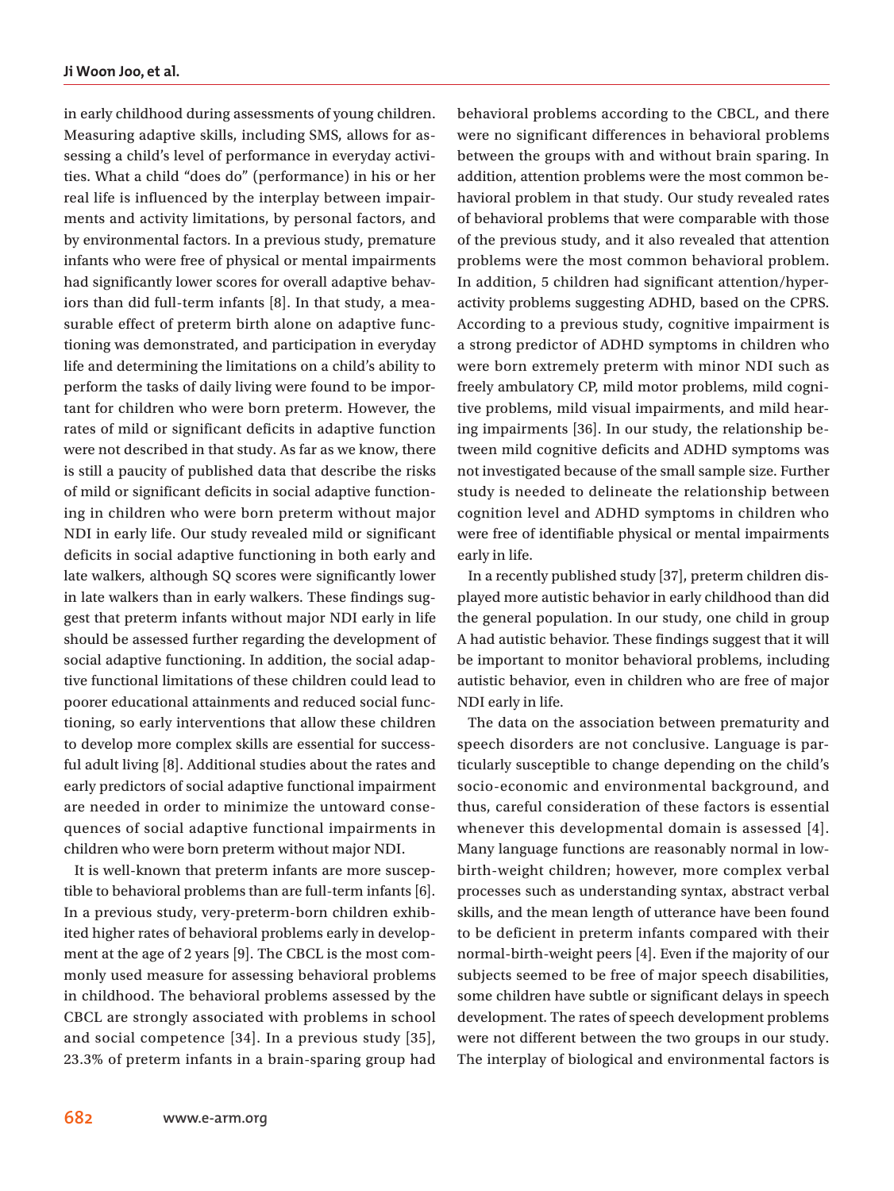in early childhood during assessments of young children. Measuring adaptive skills, including SMS, allows for assessing a child's level of performance in everyday activities. What a child "does do" (performance) in his or her real life is influenced by the interplay between impairments and activity limitations, by personal factors, and by environmental factors. In a previous study, premature infants who were free of physical or mental impairments had significantly lower scores for overall adaptive behaviors than did full-term infants [8]. In that study, a measurable effect of preterm birth alone on adaptive functioning was demonstrated, and participation in everyday life and determining the limitations on a child's ability to perform the tasks of daily living were found to be important for children who were born preterm. However, the rates of mild or significant deficits in adaptive function were not described in that study. As far as we know, there is still a paucity of published data that describe the risks of mild or significant deficits in social adaptive functioning in children who were born preterm without major NDI in early life. Our study revealed mild or significant deficits in social adaptive functioning in both early and late walkers, although SQ scores were significantly lower in late walkers than in early walkers. These findings suggest that preterm infants without major NDI early in life should be assessed further regarding the development of social adaptive functioning. In addition, the social adaptive functional limitations of these children could lead to poorer educational attainments and reduced social functioning, so early interventions that allow these children to develop more complex skills are essential for successful adult living [8]. Additional studies about the rates and early predictors of social adaptive functional impairment are needed in order to minimize the untoward consequences of social adaptive functional impairments in children who were born preterm without major NDI.

It is well-known that preterm infants are more susceptible to behavioral problems than are full-term infants [6]. In a previous study, very-preterm-born children exhibited higher rates of behavioral problems early in development at the age of 2 years [9]. The CBCL is the most commonly used measure for assessing behavioral problems in childhood. The behavioral problems assessed by the CBCL are strongly associated with problems in school and social competence [34]. In a previous study [35], 23.3% of preterm infants in a brain-sparing group had behavioral problems according to the CBCL, and there were no significant differences in behavioral problems between the groups with and without brain sparing. In addition, attention problems were the most common behavioral problem in that study. Our study revealed rates of behavioral problems that were comparable with those of the previous study, and it also revealed that attention problems were the most common behavioral problem. In addition, 5 children had significant attention/hyperactivity problems suggesting ADHD, based on the CPRS. According to a previous study, cognitive impairment is a strong predictor of ADHD symptoms in children who were born extremely preterm with minor NDI such as freely ambulatory CP, mild motor problems, mild cognitive problems, mild visual impairments, and mild hearing impairments [36]. In our study, the relationship between mild cognitive deficits and ADHD symptoms was not investigated because of the small sample size. Further study is needed to delineate the relationship between cognition level and ADHD symptoms in children who were free of identifiable physical or mental impairments early in life.

In a recently published study [37], preterm children displayed more autistic behavior in early childhood than did the general population. In our study, one child in group A had autistic behavior. These findings suggest that it will be important to monitor behavioral problems, including autistic behavior, even in children who are free of major NDI early in life.

The data on the association between prematurity and speech disorders are not conclusive. Language is particularly susceptible to change depending on the child's socio-economic and environmental background, and thus, careful consideration of these factors is essential whenever this developmental domain is assessed [4]. Many language functions are reasonably normal in low-birth-weight children; however, more complex verbal processes such as understanding syntax, abstract verbal skills, and the mean length of utterance have been found to be deficient in preterm infants compared with their normal-birth-weight peers [4]. Even if the majority of our subjects seemed to be free of major speech disabilities, some children have subtle or significant delays in speech development. The rates of speech development problems were not different between the two groups in our study. The interplay of biological and environmental factors is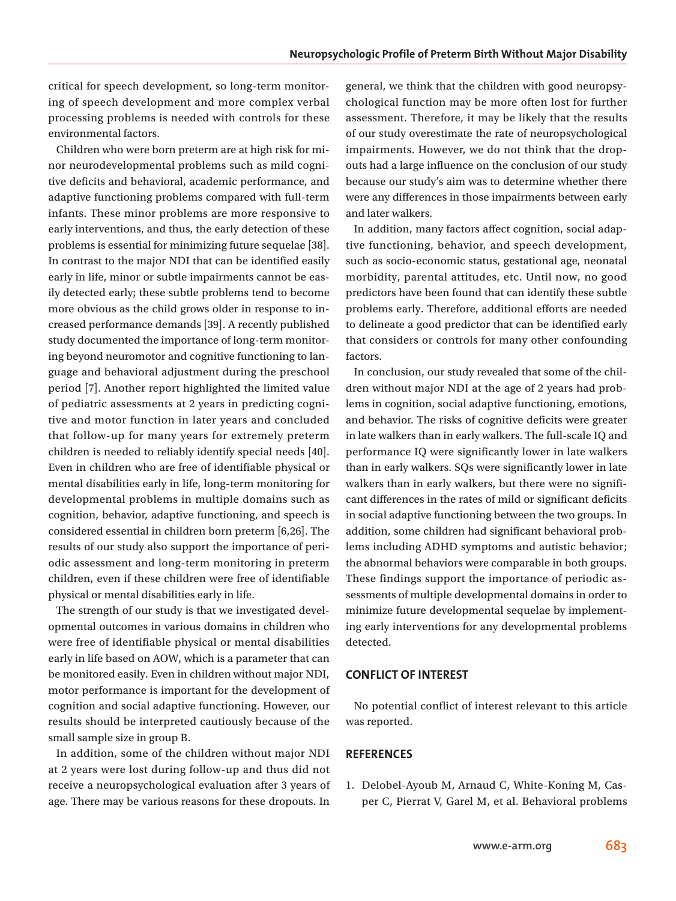critical for speech development, so long-term monitoring of speech development and more complex verbal processing problems is needed with controls for these environmental factors.

Children who were born preterm are at high risk for minor neurodevelopmental problems such as mild cognitive deficits and behavioral, academic performance, and adaptive functioning problems compared with full-term infants. These minor problems are more responsive to early interventions, and thus, the early detection of these problems is essential for minimizing future sequelae [38]. In contrast to the major NDI that can be identified easily early in life, minor or subtle impairments cannot be easily detected early; these subtle problems tend to become more obvious as the child grows older in response to increased performance demands [39]. A recently published study documented the importance of long-term monitoring beyond neuromotor and cognitive functioning to language and behavioral adjustment during the preschool period [7]. Another report highlighted the limited value of pediatric assessments at 2 years in predicting cognitive and motor function in later years and concluded that follow-up for many years for extremely preterm children is needed to reliably identify special needs [40]. Even in children who are free of identifiable physical or mental disabilities early in life, long-term monitoring for developmental problems in multiple domains such as cognition, behavior, adaptive functioning, and speech is considered essential in children born preterm [6,26]. The results of our study also support the importance of periodic assessment and long-term monitoring in preterm children, even if these children were free of identifiable physical or mental disabilities early in life.

The strength of our study is that we investigated developmental outcomes in various domains in children who were free of identifiable physical or mental disabilities early in life based on AOW, which is a parameter that can be monitored easily. Even in children without major NDI, motor performance is important for the development of cognition and social adaptive functioning. However, our results should be interpreted cautiously because of the small sample size in group B.

In addition, some of the children without major NDI at 2 years were lost during follow-up and thus did not receive a neuropsychological evaluation after 3 years of age. There may be various reasons for these dropouts. In general, we think that the children with good neuropsychological function may be more often lost for further assessment. Therefore, it may be likely that the results of our study overestimate the rate of neuropsychological impairments. However, we do not think that the dropouts had a large influence on the conclusion of our study because our study's aim was to determine whether there were any differences in those impairments between early and later walkers.

In addition, many factors affect cognition, social adaptive functioning, behavior, and speech development, such as socio-economic status, gestational age, neonatal morbidity, parental attitudes, etc. Until now, no good predictors have been found that can identify these subtle problems early. Therefore, additional efforts are needed to delineate a good predictor that can be identified early that considers or controls for many other confounding factors.

In conclusion, our study revealed that some of the children without major NDI at the age of 2 years had problems in cognition, social adaptive functioning, emotions, and behavior. The risks of cognitive deficits were greater in late walkers than in early walkers. The full-scale IQ and performance IQ were significantly lower in late walkers than in early walkers. SQs were significantly lower in late walkers than in early walkers, but there were no significant differences in the rates of mild or significant deficits in social adaptive functioning between the two groups. In addition, some children had significant behavioral problems including ADHD symptoms and autistic behavior; the abnormal behaviors were comparable in both groups. These findings support the importance of periodic assessments of multiple developmental domains in order to minimize future developmental sequelae by implementing early interventions for any developmental problems detected.

## CONFLICT OF INTEREST

No potential conflict of interest relevant to this article was reported.

## REFERENCES

1. Delobel-Ayoub M, Arnaud C, White-Koning M, Casper C, Pierrat V, Garel M, et al. Behavioral problems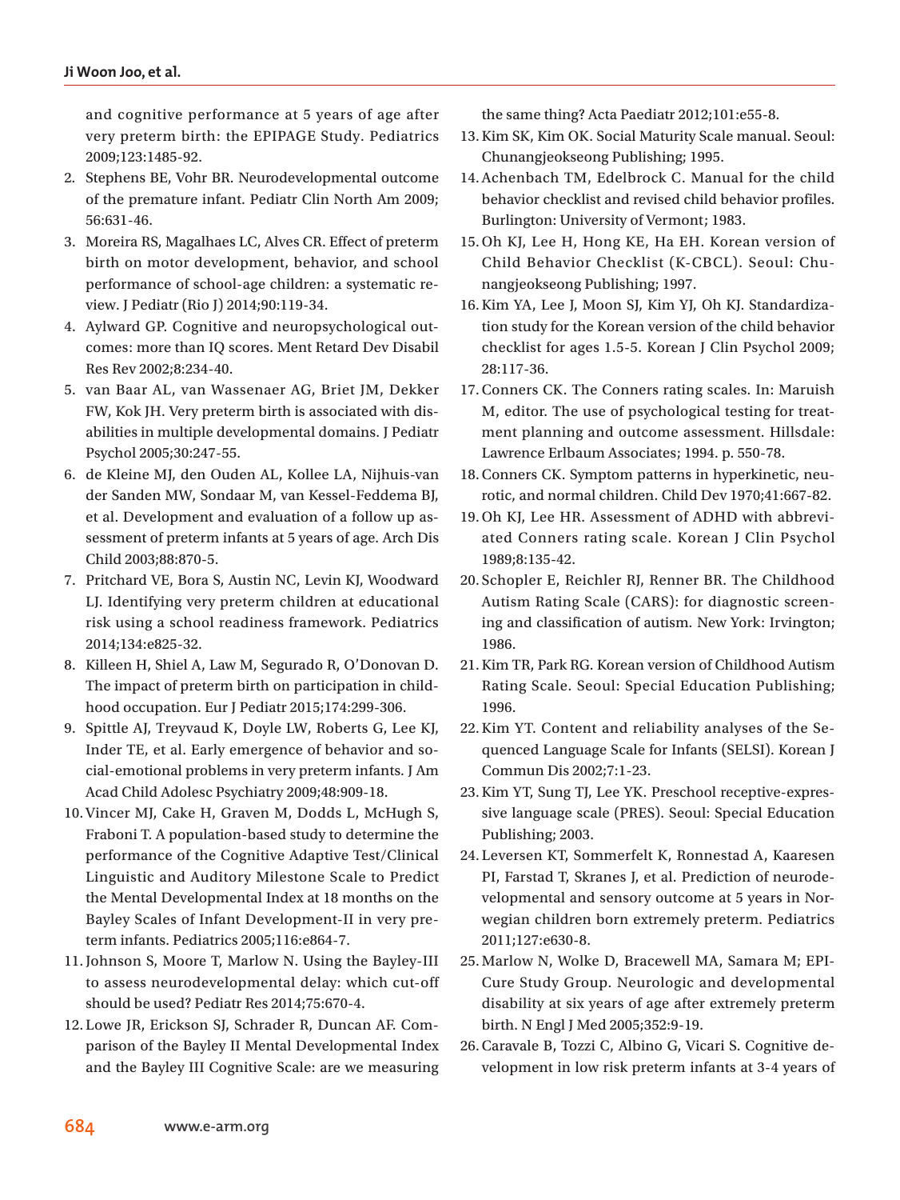and cognitive performance at 5 years of age after very preterm birth: the EPIPAGE Study. Pediatrics 2009;123:1485-92.

2. Stephens BE, Vohr BR. Neurodevelopmental outcome of the premature infant. Pediatr Clin North Am 2009; 56:631-46.
3. Moreira RS, Magalhaes LC, Alves CR. Effect of preterm birth on motor development, behavior, and school performance of school-age children: a systematic review. J Pediatr (Rio J) 2014;90:119-34.
4. Aylward GP. Cognitive and neuropsychological outcomes: more than IQ scores. Ment Retard Dev Disabil Res Rev 2002;8:234-40.
5. van Baar AL, van Wassenaer AG, Briet JM, Dekker FW, Kok JH. Very preterm birth is associated with disabilities in multiple developmental domains. J Pediatr Psychol 2005;30:247-55.
6. de Kleine MJ, den Ouden AL, Kollee LA, Nijhuis-van der Sanden MW, Sondaar M, van Kessel-Feddema BJ, et al. Development and evaluation of a follow up assessment of preterm infants at 5 years of age. Arch Dis Child 2003;88:870-5.
7. Pritchard VE, Bora S, Austin NC, Levin KJ, Woodward LJ. Identifying very preterm children at educational risk using a school readiness framework. Pediatrics 2014;134:e825-32.
8. Killeen H, Shiel A, Law M, Segurado R, O'Donovan D. The impact of preterm birth on participation in childhood occupation. Eur J Pediatr 2015;174:299-306.
9. Spittle AJ, Treyvaud K, Doyle LW, Roberts G, Lee KJ, Inder TE, et al. Early emergence of behavior and social-emotional problems in very preterm infants. J Am Acad Child Adolesc Psychiatry 2009;48:909-18.
10. Vincer MJ, Cake H, Graven M, Dodds L, McHugh S, Fraboni T. A population-based study to determine the performance of the Cognitive Adaptive Test/Clinical Linguistic and Auditory Milestone Scale to Predict the Mental Developmental Index at 18 months on the Bayley Scales of Infant Development-II in very preterm infants. Pediatrics 2005;116:e864-7.
11. Johnson S, Moore T, Marlow N. Using the Bayley-III to assess neurodevelopmental delay: which cut-off should be used? Pediatr Res 2014;75:670-4.
12. Lowe JR, Erickson SJ, Schrader R, Duncan AF. Comparison of the Bayley II Mental Developmental Index and the Bayley III Cognitive Scale: are we measuring the same thing? Acta Paediatr 2012;101:e55-8.
13. Kim SK, Kim OK. Social Maturity Scale manual. Seoul: Chunangjeokseong Publishing; 1995.
14. Achenbach TM, Edelbrock C. Manual for the child behavior checklist and revised child behavior profiles. Burlington: University of Vermont; 1983.
15. Oh KJ, Lee H, Hong KE, Ha EH. Korean version of Child Behavior Checklist (K-CBCL). Seoul: Chunangjeokseong Publishing; 1997.
16. Kim YA, Lee J, Moon SJ, Kim YJ, Oh KJ. Standardization study for the Korean version of the child behavior checklist for ages 1.5-5. Korean J Clin Psychol 2009; 28:117-36.
17. Conners CK. The Conners rating scales. In: Maruish M, editor. The use of psychological testing for treatment planning and outcome assessment. Hillsdale: Lawrence Erlbaum Associates; 1994. p. 550-78.
18. Conners CK. Symptom patterns in hyperkinetic, neurotic, and normal children. Child Dev 1970;41:667-82.
19. Oh KJ, Lee HR. Assessment of ADHD with abbreviated Conners rating scale. Korean J Clin Psychol 1989;8:135-42.
20. Schopler E, Reichler RJ, Renner BR. The Childhood Autism Rating Scale (CARS): for diagnostic screening and classification of autism. New York: Irvington; 1986.
21. Kim TR, Park RG. Korean version of Childhood Autism Rating Scale. Seoul: Special Education Publishing; 1996.
22. Kim YT. Content and reliability analyses of the Sequenced Language Scale for Infants (SELSI). Korean J Commun Dis 2002;7:1-23.
23. Kim YT, Sung TJ, Lee YK. Preschool receptive-expressive language scale (PRES). Seoul: Special Education Publishing; 2003.
24. Leversen KT, Sommerfelt K, Ronnestad A, Kaaresen PI, Farstad T, Skranes J, et al. Prediction of neurodevelopmental and sensory outcome at 5 years in Norwegian children born extremely preterm. Pediatrics 2011;127:e630-8.
25. Marlow N, Wolke D, Bracewell MA, Samara M; EPICure Study Group. Neurologic and developmental disability at six years of age after extremely preterm birth. N Engl J Med 2005;352:9-19.
26. Caravale B, Tozzi C, Albino G, Vicari S. Cognitive development in low risk preterm infants at 3-4 years of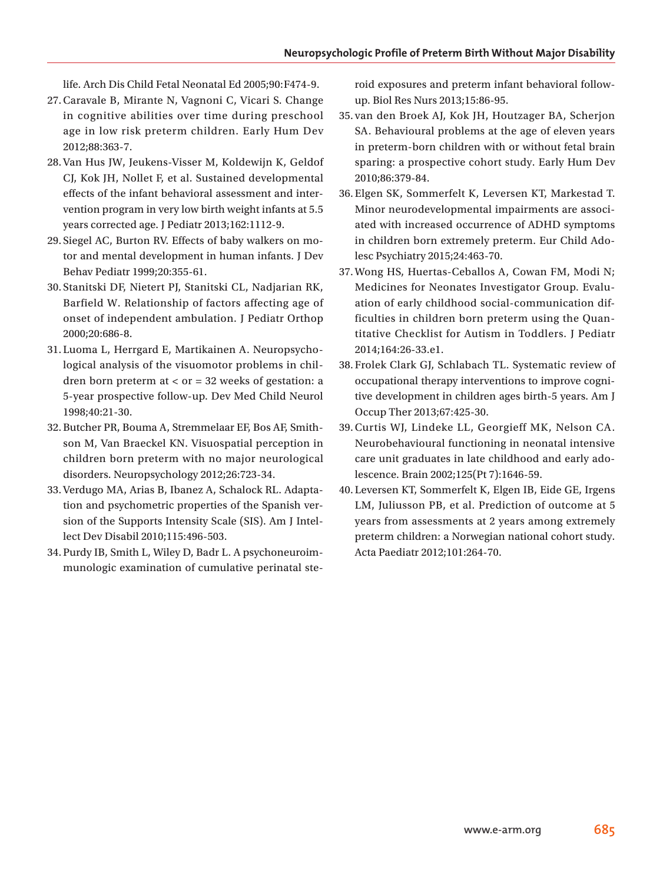life. Arch Dis Child Fetal Neonatal Ed 2005;90:F474-9.

27. Caravale B, Mirante N, Vagnoni C, Vicari S. Change in cognitive abilities over time during preschool age in low risk preterm children. Early Hum Dev 2012;88:363-7.
28. Van Hus JW, Jeukens-Visser M, Koldewijn K, Geldof CJ, Kok JH, Nollet F, et al. Sustained developmental effects of the infant behavioral assessment and intervention program in very low birth weight infants at 5.5 years corrected age. J Pediatr 2013;162:1112-9.
29. Siegel AC, Burton RV. Effects of baby walkers on motor and mental development in human infants. J Dev Behav Pediatr 1999;20:355-61.
30. Stanitski DF, Nietert PJ, Stanitski CL, Nadjarian RK, Barfield W. Relationship of factors affecting age of onset of independent ambulation. J Pediatr Orthop 2000;20:686-8.
31. Luoma L, Herrgard E, Martikainen A. Neuropsychological analysis of the visuomotor problems in children born preterm at < or = 32 weeks of gestation: a 5-year prospective follow-up. Dev Med Child Neurol 1998;40:21-30.
32. Butcher PR, Bouma A, Stremmelaar EF, Bos AF, Smithson M, Van Braeckel KN. Visuospatial perception in children born preterm with no major neurological disorders. Neuropsychology 2012;26:723-34.
33. Verdugo MA, Arias B, Ibanez A, Schalock RL. Adaptation and psychometric properties of the Spanish version of the Supports Intensity Scale (SIS). Am J Intellect Dev Disabil 2010;115:496-503.
34. Purdy IB, Smith L, Wiley D, Badr L. A psychoneuroimmunologic examination of cumulative perinatal steroid exposures and preterm infant behavioral follow-up. Biol Res Nurs 2013;15:86-95.
35. van den Broek AJ, Kok JH, Houtzager BA, Scherjon SA. Behavioural problems at the age of eleven years in preterm-born children with or without fetal brain sparing: a prospective cohort study. Early Hum Dev 2010;86:379-84.
36. Elgen SK, Sommerfelt K, Leversen KT, Markestad T. Minor neurodevelopmental impairments are associated with increased occurrence of ADHD symptoms in children born extremely preterm. Eur Child Adolesc Psychiatry 2015;24:463-70.
37. Wong HS, Huertas-Ceballos A, Cowan FM, Modi N; Medicines for Neonates Investigator Group. Evaluation of early childhood social-communication difficulties in children born preterm using the Quantitative Checklist for Autism in Toddlers. J Pediatr 2014;164:26-33.e1.
38. Frolek Clark GJ, Schlabach TL. Systematic review of occupational therapy interventions to improve cognitive development in children ages birth-5 years. Am J Occup Ther 2013;67:425-30.
39. Curtis WJ, Lindeke LL, Georgieff MK, Nelson CA. Neurobehavioural functioning in neonatal intensive care unit graduates in late childhood and early adolescence. Brain 2002;125(Pt 7):1646-59.
40. Leversen KT, Sommerfelt K, Elgen IB, Eide GE, Irgens LM, Juliusson PB, et al. Prediction of outcome at 5 years from assessments at 2 years among extremely preterm children: a Norwegian national cohort study. Acta Paediatr 2012;101:264-70.